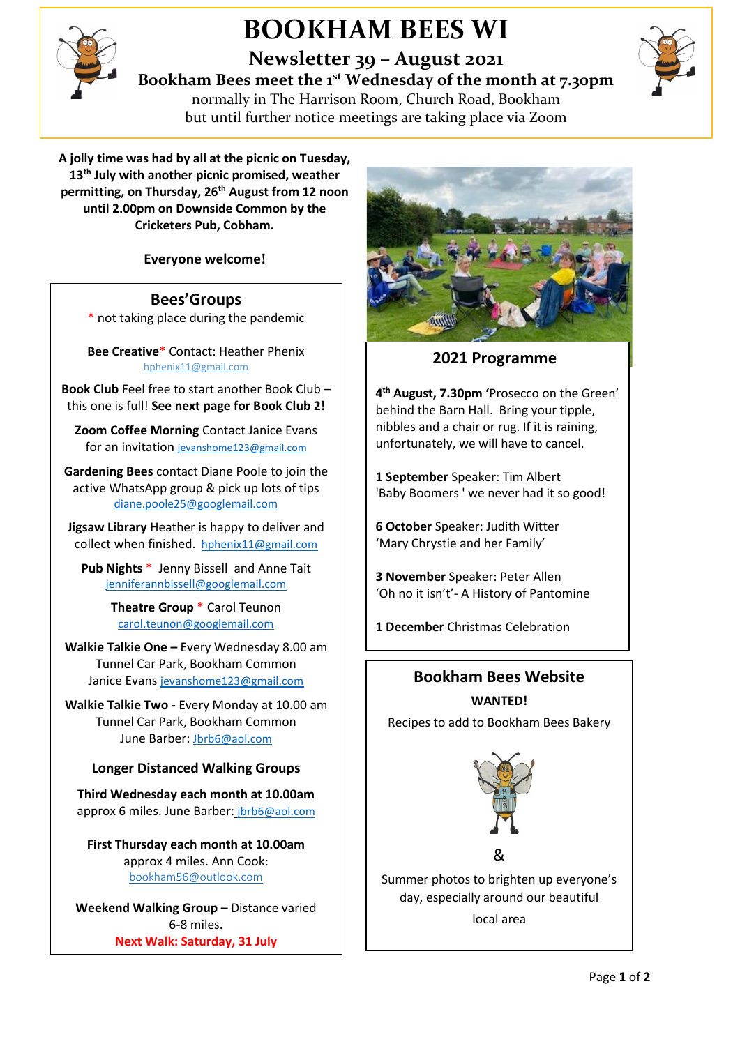# BOOKHAM BEES WI

## Newsletter 39 – August 2021

**Bookham Bees meet the 1st Wednesday of the month at 7.30pm**
normally in The Harrison Room, Church Road, Bookham
but until further notice meetings are taking place via Zoom

**A jolly time was had by all at the picnic on Tuesday, 13th July with another picnic promised, weather permitting, on Thursday, 26th August from 12 noon until 2.00pm on Downside Common by the Cricketers Pub, Cobham.**

**Everyone welcome!**

## Bees' Groups

\* not taking place during the pandemic

**Bee Creative*** Contact: Heather Phenix
hphenix11@gmail.com

**Book Club** Feel free to start another Book Club – this one is full! **See next page for Book Club 2!**

**Zoom Coffee Morning** Contact Janice Evans for an invitation jevanshome123@gmail.com

**Gardening Bees** contact Diane Poole to join the active WhatsApp group & pick up lots of tips
diane.poole25@googlemail.com

**Jigsaw Library** Heather is happy to deliver and collect when finished. hphenix11@gmail.com

**Pub Nights** * Jenny Bissell and Anne Tait
jenniferannbissell@googlemail.com

**Theatre Group** * Carol Teunon
carol.teunon@googlemail.com

**Walkie Talkie One –** Every Wednesday 8.00 am
Tunnel Car Park, Bookham Common
Janice Evans jevanshome123@gmail.com

**Walkie Talkie Two -** Every Monday at 10.00 am
Tunnel Car Park, Bookham Common
June Barber: Jbrb6@aol.com

### Longer Distanced Walking Groups

**Third Wednesday each month at 10.00am**
approx 6 miles. June Barber: jbrb6@aol.com

**First Thursday each month at 10.00am**
approx 4 miles. Ann Cook:
bookham56@outlook.com

**Weekend Walking Group –** Distance varied 6-8 miles.
**Next Walk: Saturday, 31 July**

## 2021 Programme

**4th August, 7.30pm '**Prosecco on the Green' behind the Barn Hall. Bring your tipple, nibbles and a chair or rug. If it is raining, unfortunately, we will have to cancel.

**1 September** Speaker: Tim Albert
'Baby Boomers ' we never had it so good!

**6 October** Speaker: Judith Witter
'Mary Chrystie and her Family'

**3 November** Speaker: Peter Allen
'Oh no it isn't'- A History of Pantomine

**1 December** Christmas Celebration

## Bookham Bees Website

**WANTED!**

Recipes to add to Bookham Bees Bakery

&

Summer photos to brighten up everyone's day, especially around our beautiful local area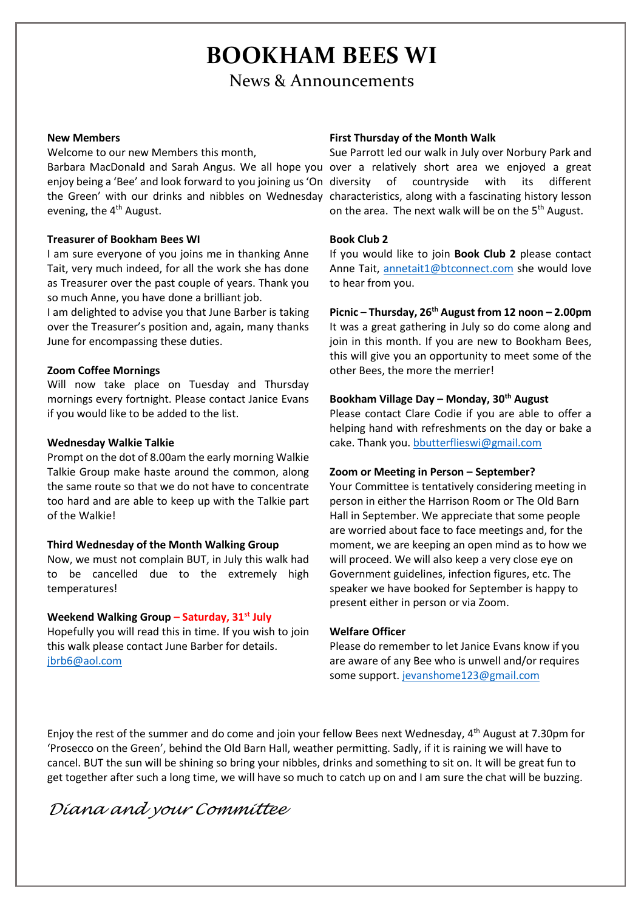# BOOKHAM BEES WI

## News & Announcements

**New Members**

Welcome to our new Members this month, Barbara MacDonald and Sarah Angus. We all hope you enjoy being a 'Bee' and look forward to you joining us 'On the Green' with our drinks and nibbles on Wednesday evening, the 4th August.

**Treasurer of Bookham Bees WI**

I am sure everyone of you joins me in thanking Anne Tait, very much indeed, for all the work she has done as Treasurer over the past couple of years. Thank you so much Anne, you have done a brilliant job.

I am delighted to advise you that June Barber is taking over the Treasurer's position and, again, many thanks June for encompassing these duties.

**Zoom Coffee Mornings**

Will now take place on Tuesday and Thursday mornings every fortnight. Please contact Janice Evans if you would like to be added to the list.

**Wednesday Walkie Talkie**

Prompt on the dot of 8.00am the early morning Walkie Talkie Group make haste around the common, along the same route so that we do not have to concentrate too hard and are able to keep up with the Talkie part of the Walkie!

**Third Wednesday of the Month Walking Group**

Now, we must not complain BUT, in July this walk had to be cancelled due to the extremely high temperatures!

**Weekend Walking Group – Saturday, 31st July**

Hopefully you will read this in time. If you wish to join this walk please contact June Barber for details. jbrb6@aol.com

**First Thursday of the Month Walk**

Sue Parrott led our walk in July over Norbury Park and over a relatively short area we enjoyed a great diversity of countryside with its different characteristics, along with a fascinating history lesson on the area. The next walk will be on the 5th August.

**Book Club 2**

If you would like to join **Book Club 2** please contact Anne Tait, annetait1@btconnect.com she would love to hear from you.

**Picnic – Thursday, 26th August from 12 noon – 2.00pm**

It was a great gathering in July so do come along and join in this month. If you are new to Bookham Bees, this will give you an opportunity to meet some of the other Bees, the more the merrier!

**Bookham Village Day – Monday, 30th August**

Please contact Clare Codie if you are able to offer a helping hand with refreshments on the day or bake a cake. Thank you. bbutterflieswi@gmail.com

**Zoom or Meeting in Person – September?**

Your Committee is tentatively considering meeting in person in either the Harrison Room or The Old Barn Hall in September. We appreciate that some people are worried about face to face meetings and, for the moment, we are keeping an open mind as to how we will proceed. We will also keep a very close eye on Government guidelines, infection figures, etc. The speaker we have booked for September is happy to present either in person or via Zoom.

**Welfare Officer**

Please do remember to let Janice Evans know if you are aware of any Bee who is unwell and/or requires some support. jevanshome123@gmail.com

Enjoy the rest of the summer and do come and join your fellow Bees next Wednesday, 4th August at 7.30pm for 'Prosecco on the Green', behind the Old Barn Hall, weather permitting. Sadly, if it is raining we will have to cancel. BUT the sun will be shining so bring your nibbles, drinks and something to sit on. It will be great fun to get together after such a long time, we will have so much to catch up on and I am sure the chat will be buzzing.

*Diana and your Committee*